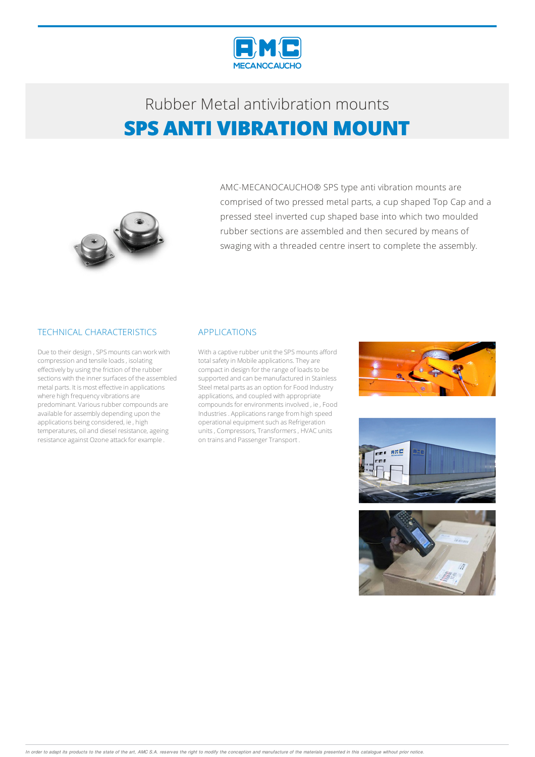# Rubber Metal antivibration mounts

## SPS ANTI VIBRATION MOUNT

AMC-MECANOCAUCHO® SPS type anti vibration mounts are comprised of two pressed metal parts, a cup shaped Top Cap and a pressed steel inverted cup shaped base into which two moulded rubber sections are assembled and then secured by means of swaging with a threaded centre insert to complete the assembly.

### TECHNICAL CHARACTERISTICS

Due to their design , SPS mounts can work with compression and tensile loads , isolating effectively by using the friction of the rubber sections with the inner surfaces of the assembled metal parts. It is most effective in applications where high frequency vibrations are predominant. Various rubber compounds are available for assembly depending upon the applications being considered, ie , high temperatures, oil and diesel resistance, ageing resistance against Ozone attack for example .

### APPLICATIONS

With a captive rubber unit the SPS mounts afford total safety in Mobile applications. They are compact in design for the range of loads to be supported and can be manufactured in Stainless Steel metal parts as an option for Food Industry applications, and coupled with appropriate compounds for environments involved , ie , Food Industries . Applications range from high speed operational equipment such as Refrigeration units , Compressors, Transformers , HVAC units on trains and Passenger Transport .

*In order to adapt its products to the state of the art, AMC S.A. reserves the right to modify the conception and manufacture of the materials presented in this catalogue without prior notice.*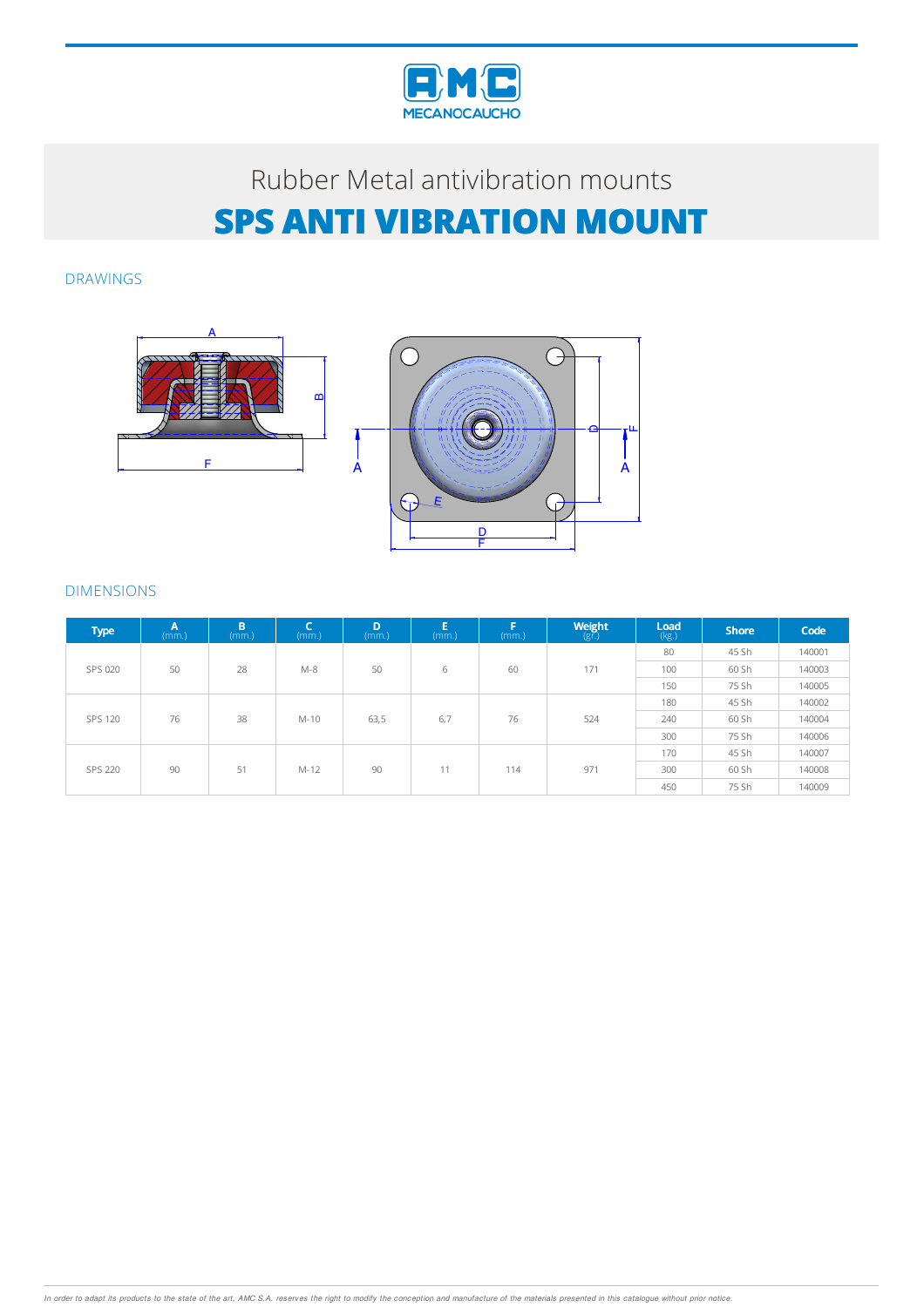# Rubber Metal antivibration mounts

## SPS ANTI VIBRATION MOUNT

### DRAWINGS

### DIMENSIONS

| Type | A (mm.) | B (mm.) | C (mm.) | D (mm.) | E (mm.) | F (mm.) | Weight (gr.) | Load (kg.) | Shore | Code |
|---|---|---|---|---|---|---|---|---|---|---|
| SPS 020 | 50 | 28 | M-8 | 50 | 6 | 60 | 171 | 80 | 45 Sh | 140001 |
| | | | | | | | | 100 | 60 Sh | 140003 |
| | | | | | | | | 150 | 75 Sh | 140005 |
| SPS 120 | 76 | 38 | M-10 | 63,5 | 6,7 | 76 | 524 | 180 | 45 Sh | 140002 |
| | | | | | | | | 240 | 60 Sh | 140004 |
| | | | | | | | | 300 | 75 Sh | 140006 |
| SPS 220 | 90 | 51 | M-12 | 90 | 11 | 114 | 971 | 170 | 45 Sh | 140007 |
| | | | | | | | | 300 | 60 Sh | 140008 |
| | | | | | | | | 450 | 75 Sh | 140009 |

*In order to adapt its products to the state of the art, AMC S.A. reserves the right to modify the conception and manufacture of the materials presented in this catalogue without prior notice.*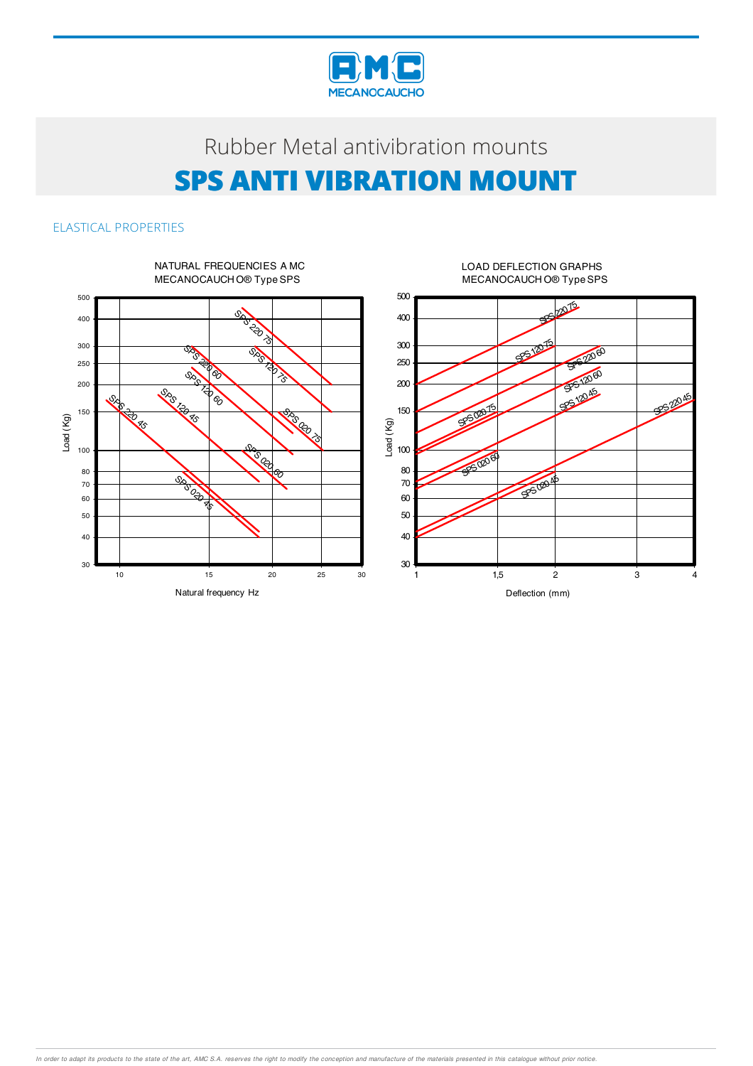# Rubber Metal antivibration mounts

# SPS ANTI VIBRATION MOUNT

## ELASTICAL PROPERTIES

NATURAL FREQUENCIES A MC
MECANOCAUCH O® Type SPS

Load (Kg)

500
400
300
250
200
150
100
80
70
60
50
40
30

10
15
20
25
30

Natural frequency Hz

SPS 220 75
SPS 120 75
SPS 220 60
SPS 120 60
SPS 120 45
SPS 220 45
SPS 020 75
SPS 020 60
SPS 020 45

LOAD DEFLECTION GRAPHS
MECANOCAUCH O® Type SPS

Load (Kg)

500
400
300
250
200
150
100
80
70
60
50
40
30

1
1,5
2
3
4

Deflection (mm)

SPS 220 75
SPS 120 75
SPS 220 60
SPS 120 60
SPS 120 45
SPS 020 75
SPS 020 60
SPS 020 45
SPS 220 45

*In order to adapt its products to the state of the art, AMC S.A. reserves the right to modify the conception and manufacture of the materials presented in this catalogue without prior notice.*